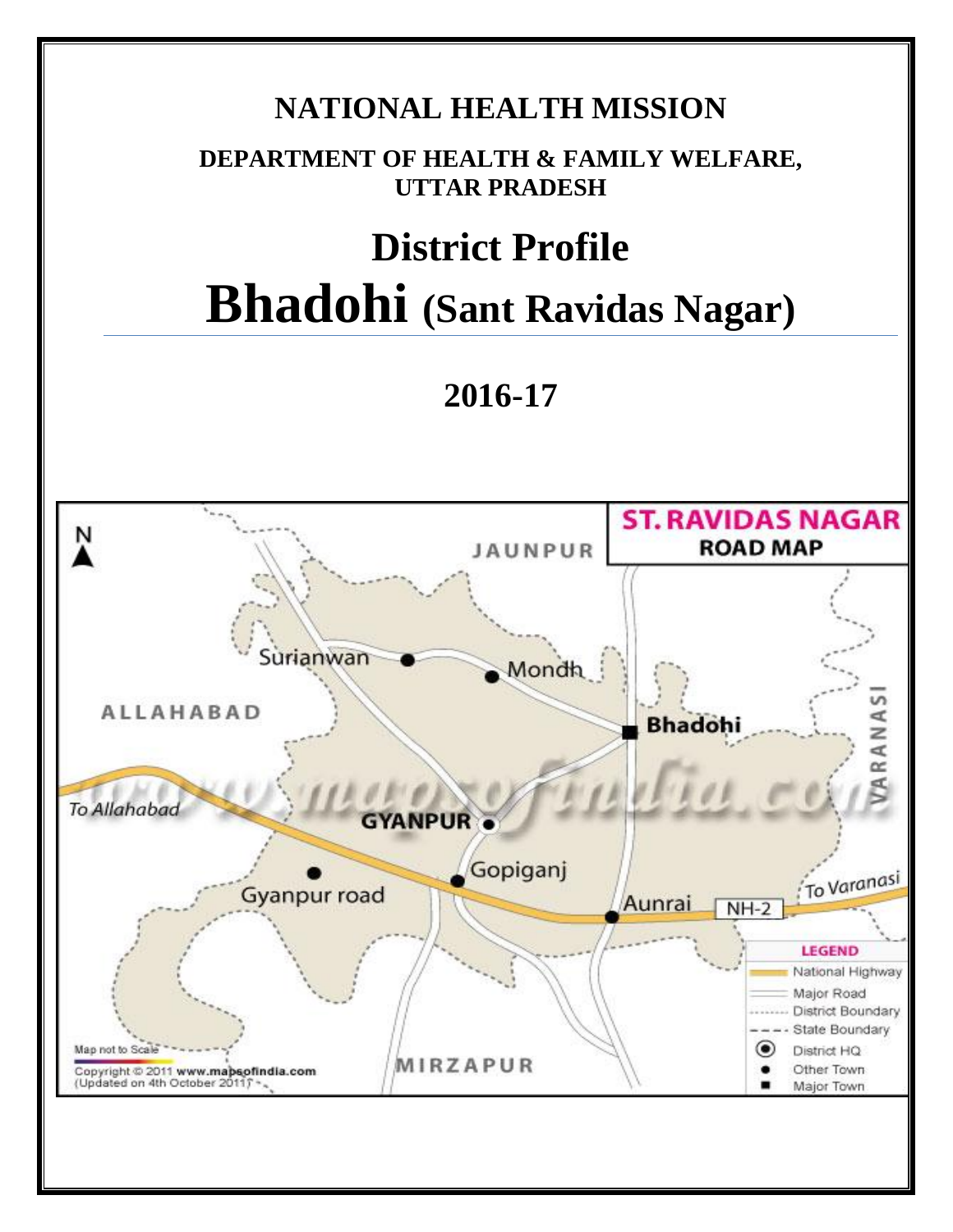# NATIONAL HEALTH MISSION

## DEPARTMENT OF HEALTH & FAMILY WELFARE, UTTAR PRADESH

# District Profile

# Bhadohi (Sant Ravidas Nagar)

## 2016-17

ST. RAVIDAS NAGAR
ROAD MAP

N

JAUNPUR

ALLAHABAD

VARANASI

MIRZAPUR

Surianwan

Mondh

Bhadohi

GYANPUR

Gopiganj

Gyanpur road

Aunrai

NH-2

To Allahabad

To Varanasi

LEGEND

National Highway

Major Road

District Boundary

State Boundary

District HQ

Other Town

Major Town

Map not to Scale

Copyright © 2011 www.mapsofindia.com
(Updated on 4th October 2011)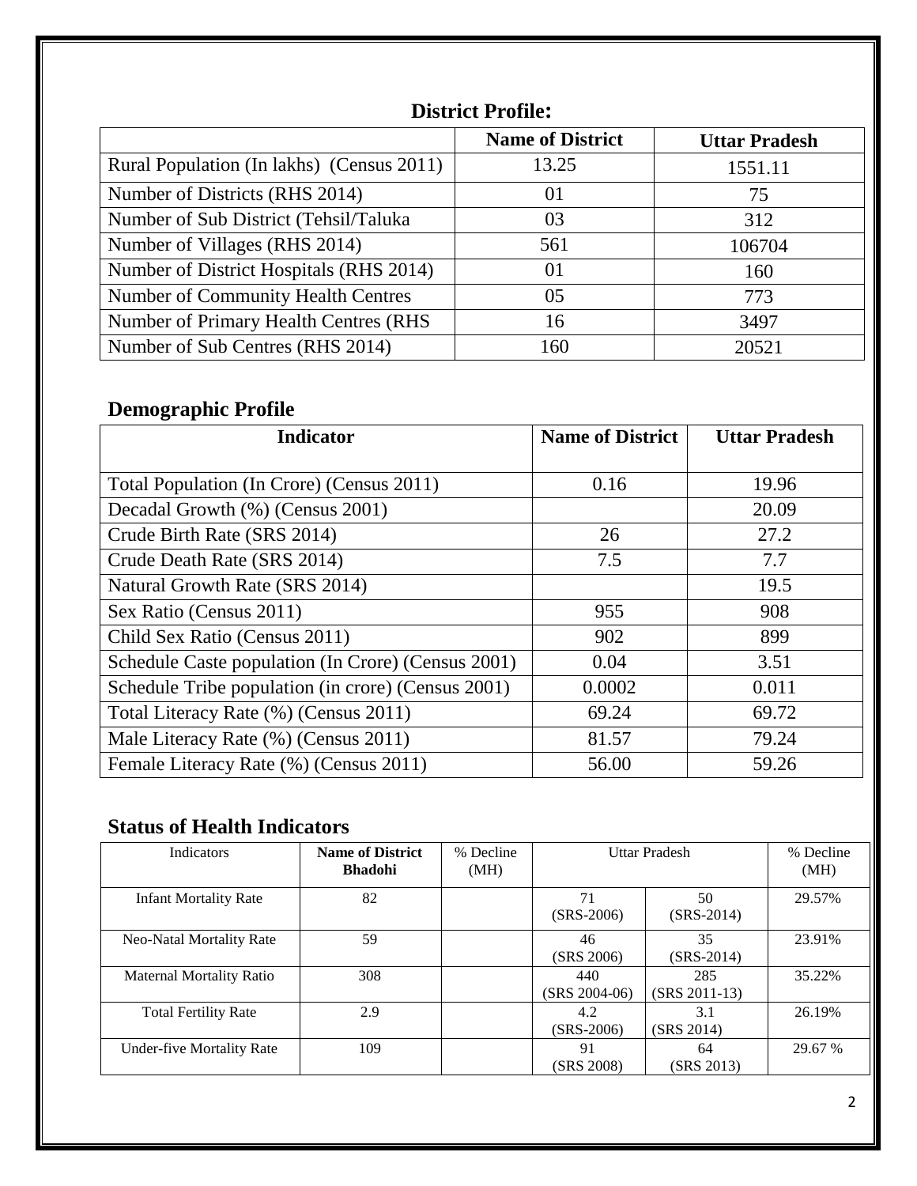## District Profile:

| | Name of District | Uttar Pradesh |
|---|---|---|
| Rural Population (In lakhs) (Census 2011) | 13.25 | 1551.11 |
| Number of Districts (RHS 2014) | 01 | 75 |
| Number of Sub District (Tehsil/Taluka | 03 | 312 |
| Number of Villages (RHS 2014) | 561 | 106704 |
| Number of District Hospitals (RHS 2014) | 01 | 160 |
| Number of Community Health Centres | 05 | 773 |
| Number of Primary Health Centres (RHS | 16 | 3497 |
| Number of Sub Centres (RHS 2014) | 160 | 20521 |

## Demographic Profile

| Indicator | Name of District | Uttar Pradesh |
|---|---|---|
| Total Population (In Crore) (Census 2011) | 0.16 | 19.96 |
| Decadal Growth (%) (Census 2001) | | 20.09 |
| Crude Birth Rate (SRS 2014) | 26 | 27.2 |
| Crude Death Rate (SRS 2014) | 7.5 | 7.7 |
| Natural Growth Rate (SRS 2014) | | 19.5 |
| Sex Ratio (Census 2011) | 955 | 908 |
| Child Sex Ratio (Census 2011) | 902 | 899 |
| Schedule Caste population (In Crore) (Census 2001) | 0.04 | 3.51 |
| Schedule Tribe population (in crore) (Census 2001) | 0.0002 | 0.011 |
| Total Literacy Rate (%) (Census 2011) | 69.24 | 69.72 |
| Male Literacy Rate (%) (Census 2011) | 81.57 | 79.24 |
| Female Literacy Rate (%) (Census 2011) | 56.00 | 59.26 |

## Status of Health Indicators

| Indicators | Name of District Bhadohi | % Decline (MH) | Uttar Pradesh | | % Decline (MH) |
|---|---|---|---|---|---|
| Infant Mortality Rate | 82 | | 71 (SRS-2006) | 50 (SRS-2014) | 29.57% |
| Neo-Natal Mortality Rate | 59 | | 46 (SRS 2006) | 35 (SRS-2014) | 23.91% |
| Maternal Mortality Ratio | 308 | | 440 (SRS 2004-06) | 285 (SRS 2011-13) | 35.22% |
| Total Fertility Rate | 2.9 | | 4.2 (SRS-2006) | 3.1 (SRS 2014) | 26.19% |
| Under-five Mortality Rate | 109 | | 91 (SRS 2008) | 64 (SRS 2013) | 29.67 % |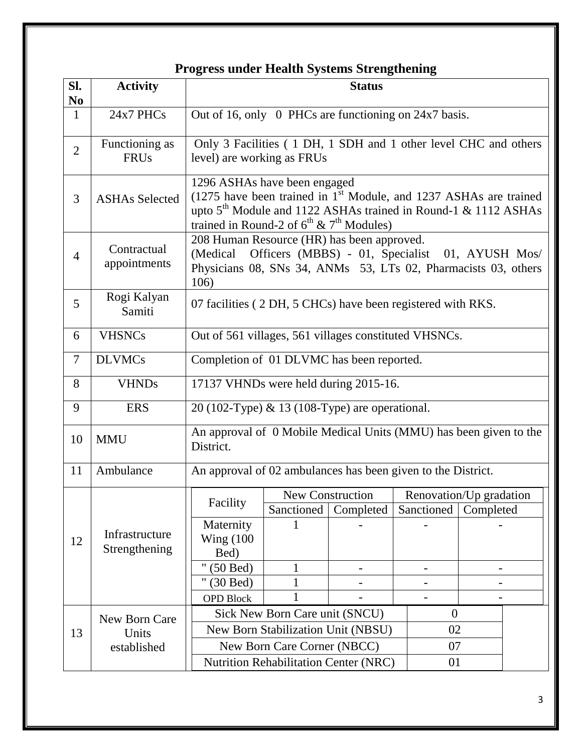## Progress under Health Systems Strengthening

| Sl. No | Activity | Status |
|---|---|---|
| 1 | 24x7 PHCs | Out of 16, only 0 PHCs are functioning on 24x7 basis. |
| 2 | Functioning as FRUs | Only 3 Facilities ( 1 DH, 1 SDH and 1 other level CHC and others level) are working as FRUs |
| 3 | ASHAs Selected | 1296 ASHAs have been engaged (1275 have been trained in 1st Module, and 1237 ASHAs are trained upto 5th Module and 1122 ASHAs trained in Round-1 & 1112 ASHAs trained in Round-2 of 6th & 7th Modules) |
| 4 | Contractual appointments | 208 Human Resource (HR) has been approved. (Medical Officers (MBBS) - 01, Specialist 01, AYUSH Mos/ Physicians 08, SNs 34, ANMs 53, LTs 02, Pharmacists 03, others 106) |
| 5 | Rogi Kalyan Samiti | 07 facilities ( 2 DH, 5 CHCs) have been registered with RKS. |
| 6 | VHSNCs | Out of 561 villages, 561 villages constituted VHSNCs. |
| 7 | DLVMCs | Completion of 01 DLVMC has been reported. |
| 8 | VHNDs | 17137 VHNDs were held during 2015-16. |
| 9 | ERS | 20 (102-Type) & 13 (108-Type) are operational. |
| 10 | MMU | An approval of 0 Mobile Medical Units (MMU) has been given to the District. |
| 11 | Ambulance | An approval of 02 ambulances has been given to the District. |
| 12 | Infrastructure Strengthening | See table below |
| 13 | New Born Care Units established | See table below |

**12. Infrastructure Strengthening**

| Facility | New Construction | | Renovation/Up gradation | |
|---|---|---|---|---|
| | Sanctioned | Completed | Sanctioned | Completed |
| Maternity Wing (100 Bed) | 1 | - | - | - |
| " (50 Bed) | 1 | - | - | - |
| " (30 Bed) | 1 | - | - | - |
| OPD Block | 1 | - | - | - |

**13. New Born Care Units established**

| | |
|---|---|
| Sick New Born Care unit (SNCU) | 0 |
| New Born Stabilization Unit (NBSU) | 02 |
| New Born Care Corner (NBCC) | 07 |
| Nutrition Rehabilitation Center (NRC) | 01 |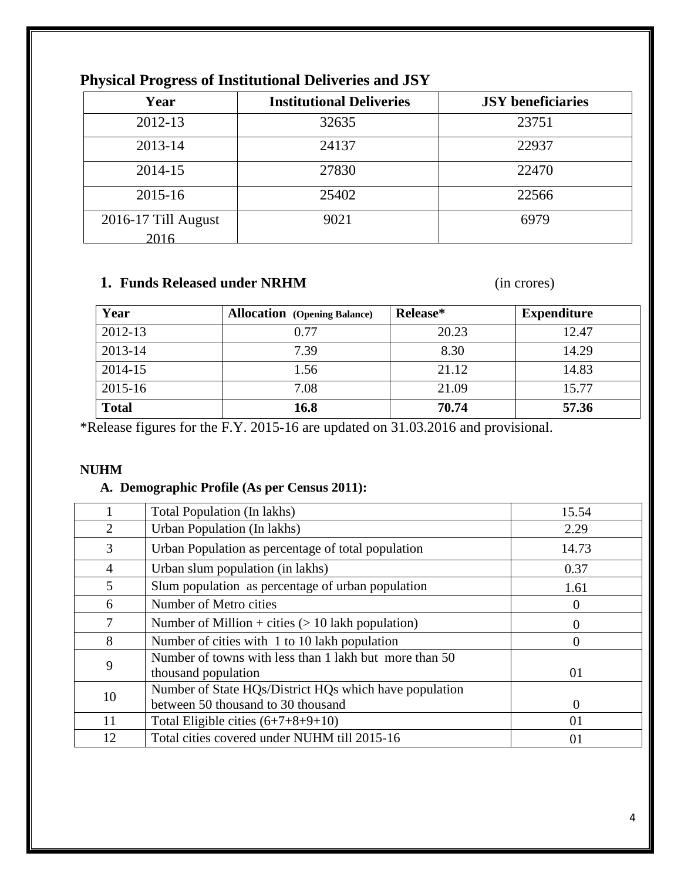## Physical Progress of Institutional Deliveries and JSY

| Year | Institutional Deliveries | JSY beneficiaries |
|---|---|---|
| 2012-13 | 32635 | 23751 |
| 2013-14 | 24137 | 22937 |
| 2014-15 | 27830 | 22470 |
| 2015-16 | 25402 | 22566 |
| 2016-17 Till August 2016 | 9021 | 6979 |

### 1. Funds Released under NRHM (in crores)

| Year | Allocation (Opening Balance) | Release* | Expenditure |
|---|---|---|---|
| 2012-13 | 0.77 | 20.23 | 12.47 |
| 2013-14 | 7.39 | 8.30 | 14.29 |
| 2014-15 | 1.56 | 21.12 | 14.83 |
| 2015-16 | 7.08 | 21.09 | 15.77 |
| **Total** | **16.8** | **70.74** | **57.36** |

*Release figures for the F.Y. 2015-16 are updated on 31.03.2016 and provisional.

**NUHM**

### A. Demographic Profile (As per Census 2011):

| | | |
|---|---|---|
| 1 | Total Population (In lakhs) | 15.54 |
| 2 | Urban Population (In lakhs) | 2.29 |
| 3 | Urban Population as percentage of total population | 14.73 |
| 4 | Urban slum population (in lakhs) | 0.37 |
| 5 | Slum population as percentage of urban population | 1.61 |
| 6 | Number of Metro cities | 0 |
| 7 | Number of Million + cities (> 10 lakh population) | 0 |
| 8 | Number of cities with 1 to 10 lakh population | 0 |
| 9 | Number of towns with less than 1 lakh but more than 50 thousand population | 01 |
| 10 | Number of State HQs/District HQs which have population between 50 thousand to 30 thousand | 0 |
| 11 | Total Eligible cities (6+7+8+9+10) | 01 |
| 12 | Total cities covered under NUHM till 2015-16 | 01 |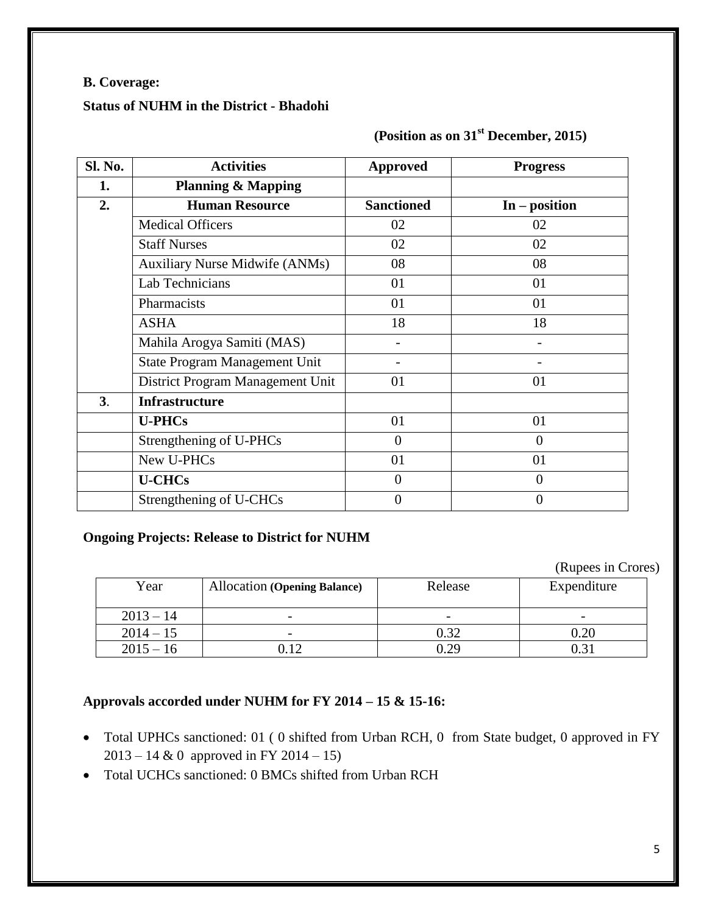**B. Coverage:**

**Status of NUHM in the District - Bhadohi**

**(Position as on 31st December, 2015)**

| Sl. No. | Activities | Approved | Progress |
|---|---|---|---|
| **1.** | **Planning & Mapping** | | |
| **2.** | **Human Resource** | **Sanctioned** | **In – position** |
| | Medical Officers | 02 | 02 |
| | Staff Nurses | 02 | 02 |
| | Auxiliary Nurse Midwife (ANMs) | 08 | 08 |
| | Lab Technicians | 01 | 01 |
| | Pharmacists | 01 | 01 |
| | ASHA | 18 | 18 |
| | Mahila Arogya Samiti (MAS) | - | - |
| | State Program Management Unit | - | - |
| | District Program Management Unit | 01 | 01 |
| **3.** | **Infrastructure** | | |
| | **U-PHCs** | 01 | 01 |
| | Strengthening of U-PHCs | 0 | 0 |
| | New U-PHCs | 01 | 01 |
| | **U-CHCs** | 0 | 0 |
| | Strengthening of U-CHCs | 0 | 0 |

**Ongoing Projects: Release to District for NUHM**

(Rupees in Crores)

| Year | Allocation **(Opening Balance)** | Release | Expenditure |
|---|---|---|---|
| 2013 – 14 | - | - | - |
| 2014 – 15 | - | 0.32 | 0.20 |
| 2015 – 16 | 0.12 | 0.29 | 0.31 |

**Approvals accorded under NUHM for FY 2014 – 15 & 15-16:**

- Total UPHCs sanctioned: 01 ( 0 shifted from Urban RCH, 0 from State budget, 0 approved in FY 2013 – 14 & 0 approved in FY 2014 – 15)
- Total UCHCs sanctioned: 0 BMCs shifted from Urban RCH